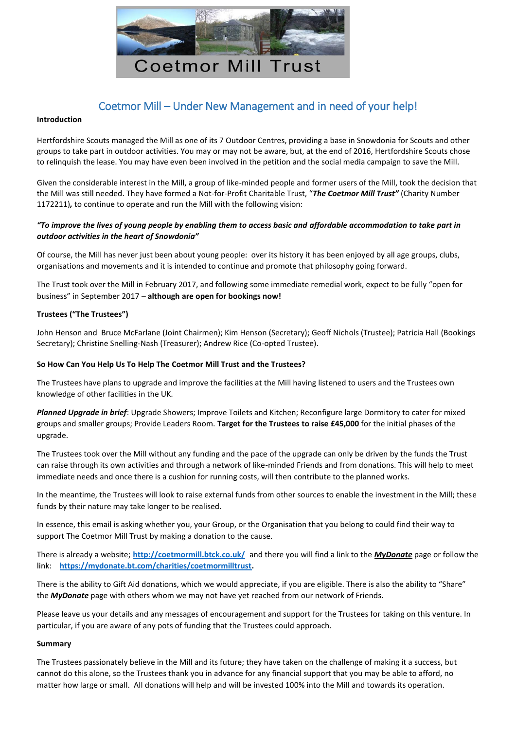Coetmor Mill Trust

# Coetmor Mill – Under New Management and in need of your help!

**Introduction**

Hertfordshire Scouts managed the Mill as one of its 7 Outdoor Centres, providing a base in Snowdonia for Scouts and other groups to take part in outdoor activities. You may or may not be aware, but, at the end of 2016, Hertfordshire Scouts chose to relinquish the lease. You may have even been involved in the petition and the social media campaign to save the Mill.

Given the considerable interest in the Mill, a group of like-minded people and former users of the Mill, took the decision that the Mill was still needed. They have formed a Not-for-Profit Charitable Trust, "***The Coetmor Mill Trust"*** (Charity Number 1172211)***,*** to continue to operate and run the Mill with the following vision:

***"To improve the lives of young people by enabling them to access basic and affordable accommodation to take part in outdoor activities in the heart of Snowdonia"***

Of course, the Mill has never just been about young people: over its history it has been enjoyed by all age groups, clubs, organisations and movements and it is intended to continue and promote that philosophy going forward.

The Trust took over the Mill in February 2017, and following some immediate remedial work, expect to be fully "open for business" in September 2017 – **although are open for bookings now!**

**Trustees ("The Trustees")**

John Henson and Bruce McFarlane (Joint Chairmen); Kim Henson (Secretary); Geoff Nichols (Trustee); Patricia Hall (Bookings Secretary); Christine Snelling-Nash (Treasurer); Andrew Rice (Co-opted Trustee).

**So How Can You Help Us To Help The Coetmor Mill Trust and the Trustees?**

The Trustees have plans to upgrade and improve the facilities at the Mill having listened to users and the Trustees own knowledge of other facilities in the UK.

***Planned Upgrade in brief***: Upgrade Showers; Improve Toilets and Kitchen; Reconfigure large Dormitory to cater for mixed groups and smaller groups; Provide Leaders Room. **Target for the Trustees to raise £45,000** for the initial phases of the upgrade.

The Trustees took over the Mill without any funding and the pace of the upgrade can only be driven by the funds the Trust can raise through its own activities and through a network of like-minded Friends and from donations. This will help to meet immediate needs and once there is a cushion for running costs, will then contribute to the planned works.

In the meantime, the Trustees will look to raise external funds from other sources to enable the investment in the Mill; these funds by their nature may take longer to be realised.

In essence, this email is asking whether you, your Group, or the Organisation that you belong to could find their way to support The Coetmor Mill Trust by making a donation to the cause.

There is already a website; **http://coetmormill.btck.co.uk/** and there you will find a link to the ***MyDonate*** page or follow the link: **https://mydonate.bt.com/charities/coetmormilltrust.**

There is the ability to Gift Aid donations, which we would appreciate, if you are eligible. There is also the ability to "Share" the ***MyDonate*** page with others whom we may not have yet reached from our network of Friends.

Please leave us your details and any messages of encouragement and support for the Trustees for taking on this venture. In particular, if you are aware of any pots of funding that the Trustees could approach.

**Summary**

The Trustees passionately believe in the Mill and its future; they have taken on the challenge of making it a success, but cannot do this alone, so the Trustees thank you in advance for any financial support that you may be able to afford, no matter how large or small. All donations will help and will be invested 100% into the Mill and towards its operation.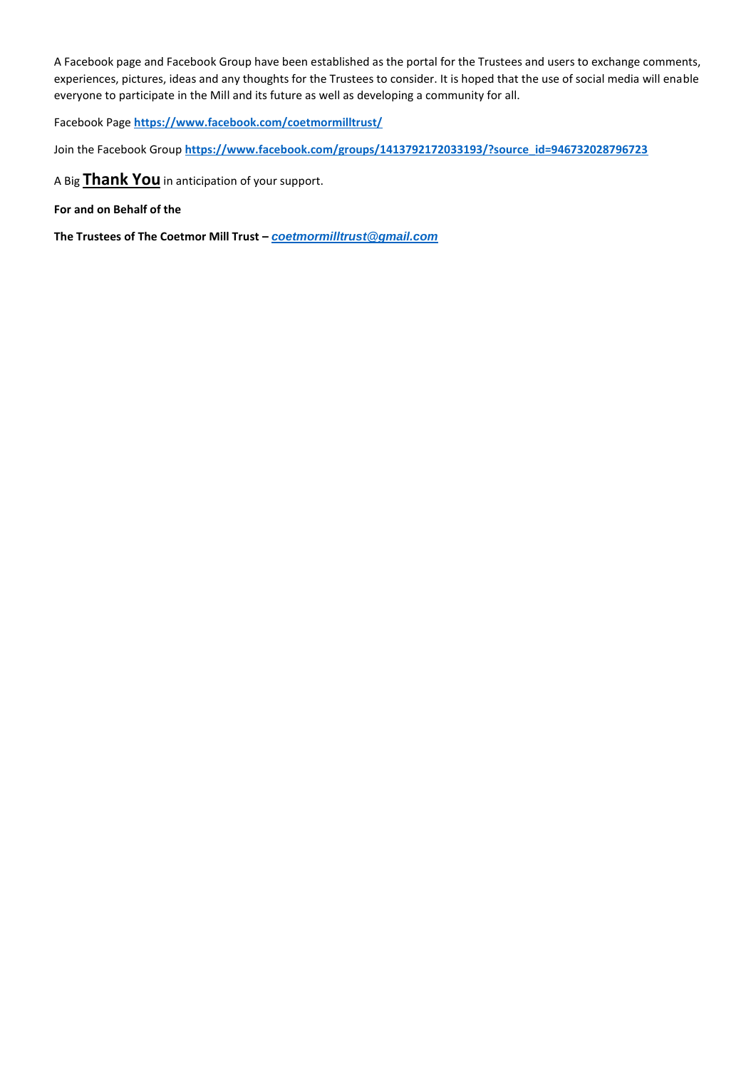A Facebook page and Facebook Group have been established as the portal for the Trustees and users to exchange comments, experiences, pictures, ideas and any thoughts for the Trustees to consider. It is hoped that the use of social media will enable everyone to participate in the Mill and its future as well as developing a community for all.

Facebook Page **https://www.facebook.com/coetmormilltrust/**

Join the Facebook Group **https://www.facebook.com/groups/1413792172033193/?source_id=946732028796723**

A Big **Thank You** in anticipation of your support.

**For and on Behalf of the**

**The Trustees of The Coetmor Mill Trust –** ***coetmormilltrust@gmail.com***